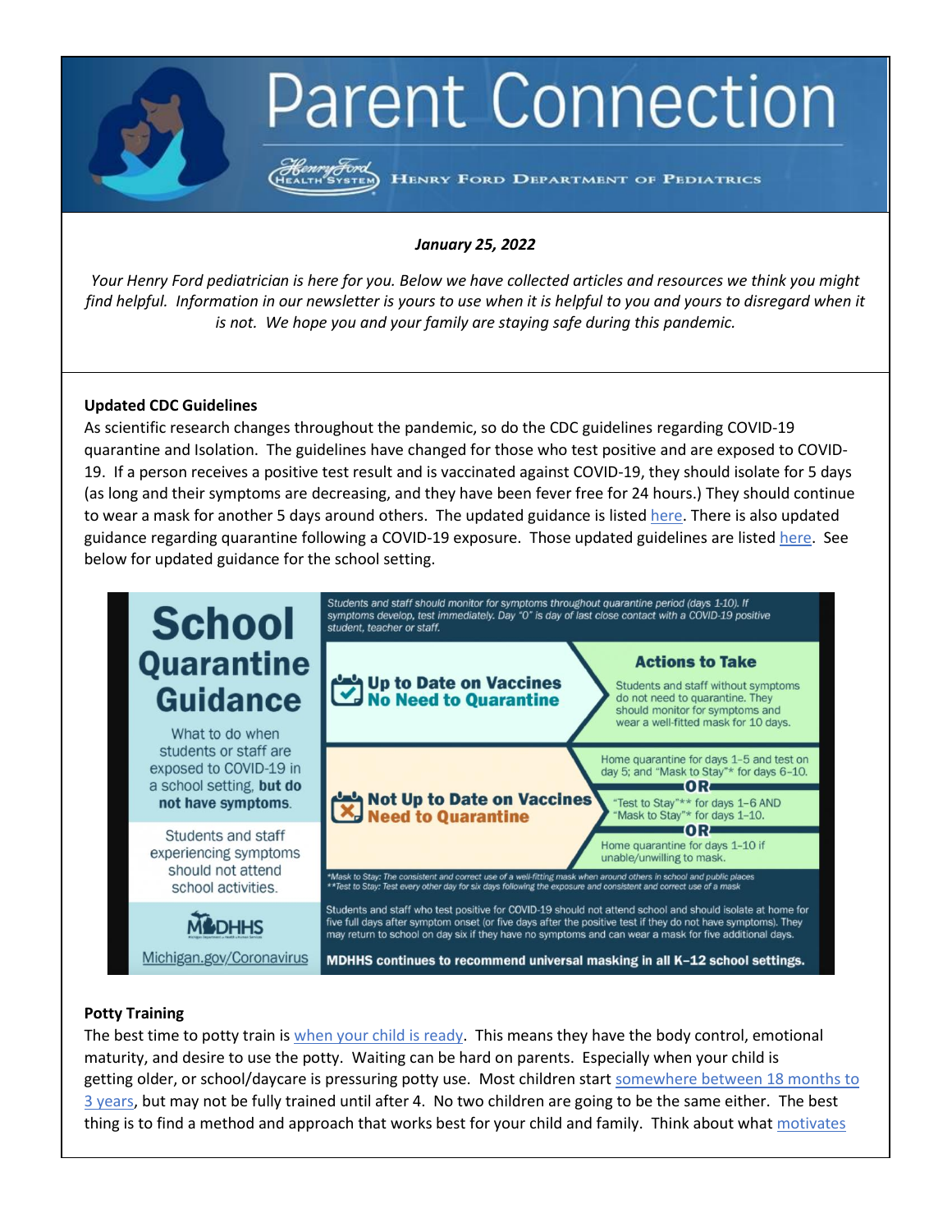# Parent Connection

HENRY FORD DEPARTMENT OF PEDIATRICS

***January 25, 2022***

*Your Henry Ford pediatrician is here for you. Below we have collected articles and resources we think you might find helpful. Information in our newsletter is yours to use when it is helpful to you and yours to disregard when it is not. We hope you and your family are staying safe during this pandemic.*

**Updated CDC Guidelines**

As scientific research changes throughout the pandemic, so do the CDC guidelines regarding COVID-19 quarantine and Isolation. The guidelines have changed for those who test positive and are exposed to COVID-19. If a person receives a positive test result and is vaccinated against COVID-19, they should isolate for 5 days (as long and their symptoms are decreasing, and they have been fever free for 24 hours.) They should continue to wear a mask for another 5 days around others. The updated guidance is listed here. There is also updated guidance regarding quarantine following a COVID-19 exposure. Those updated guidelines are listed here. See below for updated guidance for the school setting.

## School Quarantine Guidance

What to do when students or staff are exposed to COVID-19 in a school setting, **but do not have symptoms**.

Students and staff experiencing symptoms should not attend school activities.

*Students and staff should monitor for symptoms throughout quarantine period (days 1-10). If symptoms develop, test immediately. Day "0" is day of last close contact with a COVID-19 positive student, teacher or staff.*

| | Actions to Take |
|---|---|
| **Up to Date on Vaccines** **No Need to Quarantine** | Students and staff without symptoms do not need to quarantine. They should monitor for symptoms and wear a well-fitted mask for 10 days. |
| **Not Up to Date on Vaccines** **Need to Quarantine** | Home quarantine for days 1–5 and test on day 5; and "Mask to Stay"* for days 6–10. **OR** "Test to Stay"** for days 1–6 AND "Mask to Stay"* for days 1–10. **OR** Home quarantine for days 1–10 if unable/unwilling to mask. |

*Mask to Stay: The consistent and correct use of a well-fitting mask when around others in school and public places
**Test to Stay: Test every other day for six days following the exposure and consistent and correct use of a mask

Students and staff who test positive for COVID-19 should not attend school and should isolate at home for five full days after symptom onset (or five days after the positive test if they do not have symptoms). They may return to school on day six if they have no symptoms and can wear a mask for five additional days.

**MDHHS continues to recommend universal masking in all K–12 school settings.**

MDHHS

Michigan.gov/Coronavirus

**Potty Training**

The best time to potty train is when your child is ready. This means they have the body control, emotional maturity, and desire to use the potty. Waiting can be hard on parents. Especially when your child is getting older, or school/daycare is pressuring potty use. Most children start somewhere between 18 months to 3 years, but may not be fully trained until after 4. No two children are going to be the same either. The best thing is to find a method and approach that works best for your child and family. Think about what motivates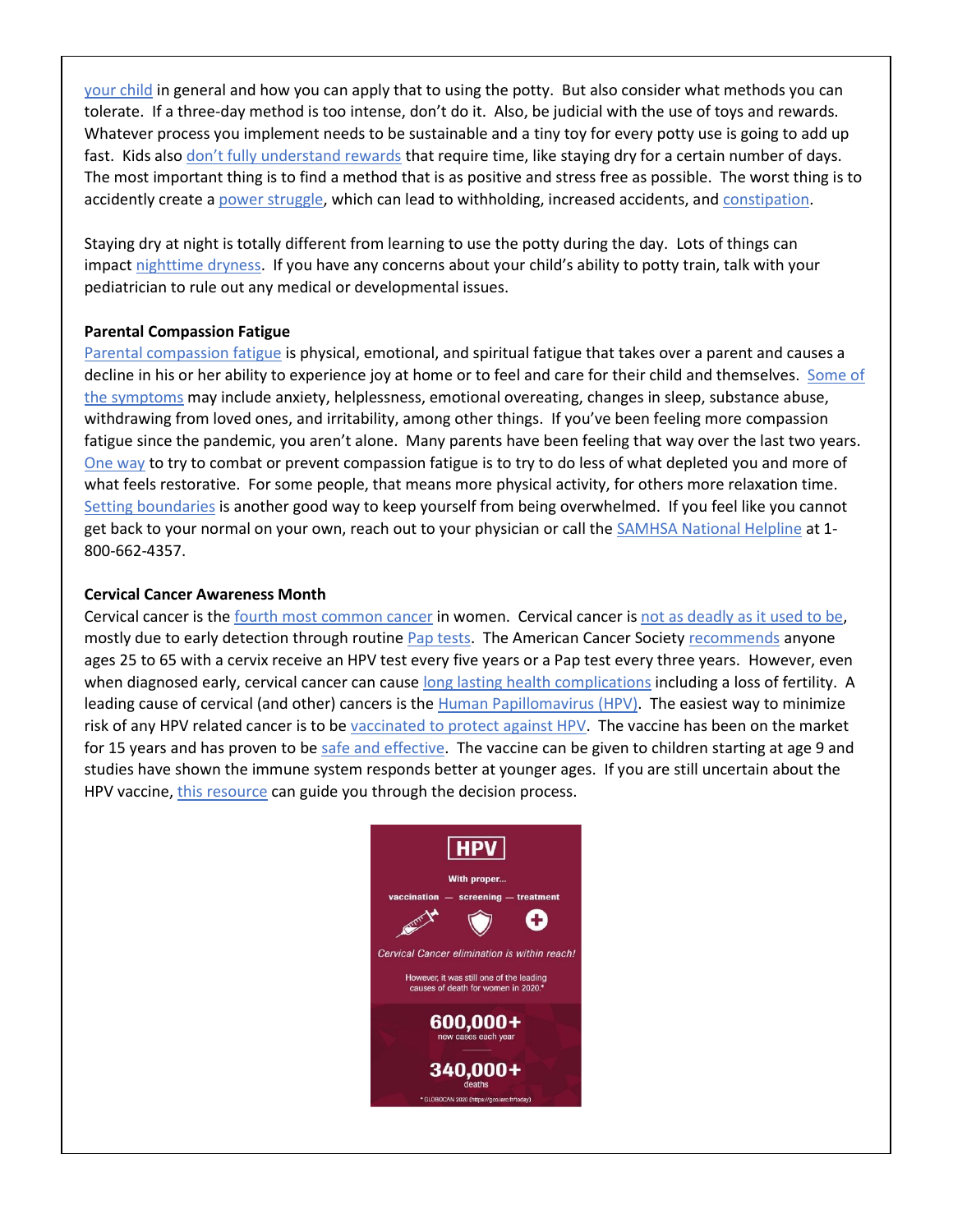your child in general and how you can apply that to using the potty. But also consider what methods you can tolerate. If a three-day method is too intense, don't do it. Also, be judicial with the use of toys and rewards. Whatever process you implement needs to be sustainable and a tiny toy for every potty use is going to add up fast. Kids also don't fully understand rewards that require time, like staying dry for a certain number of days. The most important thing is to find a method that is as positive and stress free as possible. The worst thing is to accidently create a power struggle, which can lead to withholding, increased accidents, and constipation.

Staying dry at night is totally different from learning to use the potty during the day. Lots of things can impact nighttime dryness. If you have any concerns about your child's ability to potty train, talk with your pediatrician to rule out any medical or developmental issues.

**Parental Compassion Fatigue**

Parental compassion fatigue is physical, emotional, and spiritual fatigue that takes over a parent and causes a decline in his or her ability to experience joy at home or to feel and care for their child and themselves. Some of the symptoms may include anxiety, helplessness, emotional overeating, changes in sleep, substance abuse, withdrawing from loved ones, and irritability, among other things. If you've been feeling more compassion fatigue since the pandemic, you aren't alone. Many parents have been feeling that way over the last two years. One way to try to combat or prevent compassion fatigue is to try to do less of what depleted you and more of what feels restorative. For some people, that means more physical activity, for others more relaxation time. Setting boundaries is another good way to keep yourself from being overwhelmed. If you feel like you cannot get back to your normal on your own, reach out to your physician or call the SAMHSA National Helpline at 1-800-662-4357.

**Cervical Cancer Awareness Month**

Cervical cancer is the fourth most common cancer in women. Cervical cancer is not as deadly as it used to be, mostly due to early detection through routine Pap tests. The American Cancer Society recommends anyone ages 25 to 65 with a cervix receive an HPV test every five years or a Pap test every three years. However, even when diagnosed early, cervical cancer can cause long lasting health complications including a loss of fertility. A leading cause of cervical (and other) cancers is the Human Papillomavirus (HPV). The easiest way to minimize risk of any HPV related cancer is to be vaccinated to protect against HPV. The vaccine has been on the market for 15 years and has proven to be safe and effective. The vaccine can be given to children starting at age 9 and studies have shown the immune system responds better at younger ages. If you are still uncertain about the HPV vaccine, this resource can guide you through the decision process.

HPV

With proper...

vaccination — screening — treatment

*Cervical Cancer elimination is within reach!*

However, it was still one of the leading causes of death for women in 2020.*

**600,000+** new cases each year

**340,000+** deaths

* GLOBOCAN 2020 (https://gco.iarc.fr/today)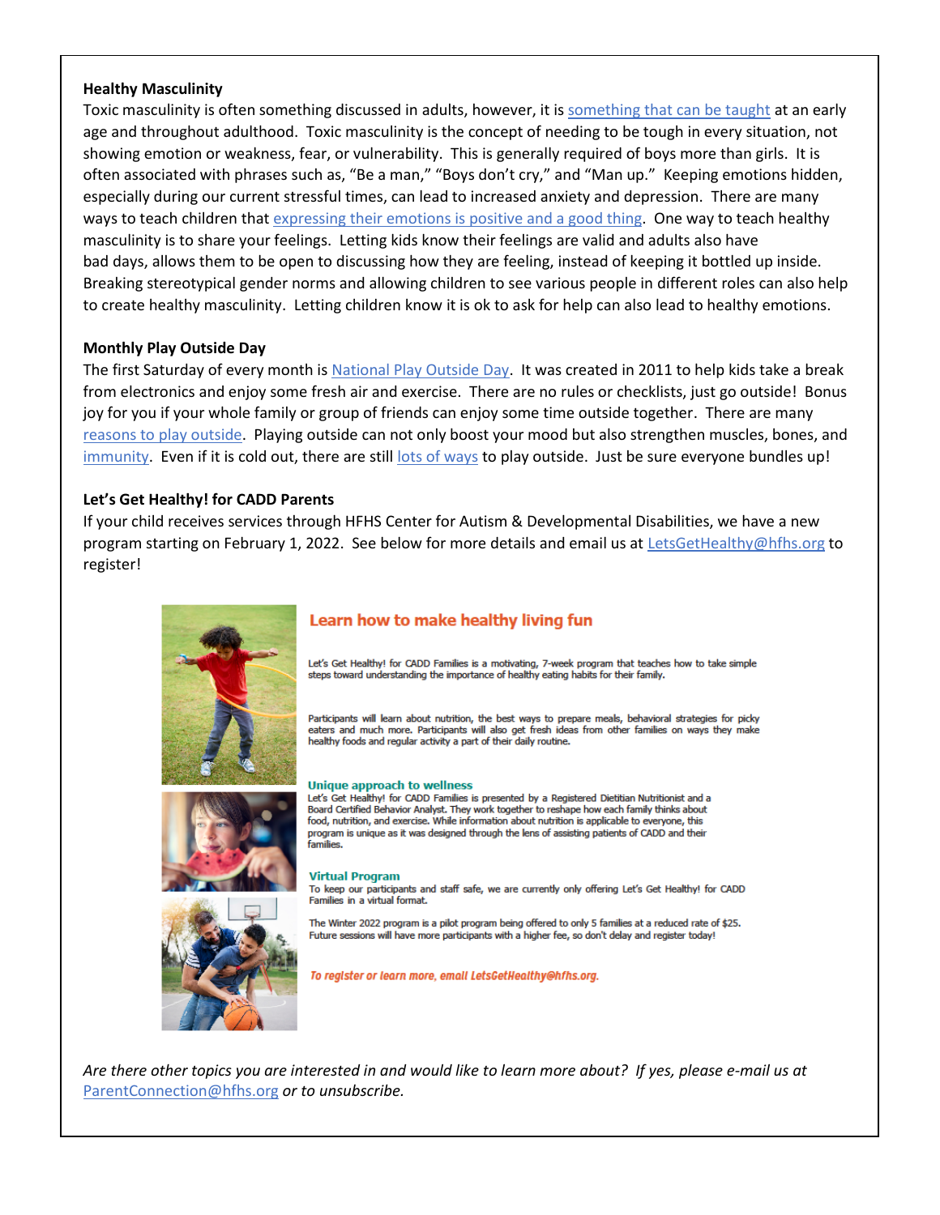**Healthy Masculinity**

Toxic masculinity is often something discussed in adults, however, it is [something that can be taught] at an early age and throughout adulthood. Toxic masculinity is the concept of needing to be tough in every situation, not showing emotion or weakness, fear, or vulnerability. This is generally required of boys more than girls. It is often associated with phrases such as, "Be a man," "Boys don't cry," and "Man up." Keeping emotions hidden, especially during our current stressful times, can lead to increased anxiety and depression. There are many ways to teach children that [expressing their emotions is positive and a good thing]. One way to teach healthy masculinity is to share your feelings. Letting kids know their feelings are valid and adults also have bad days, allows them to be open to discussing how they are feeling, instead of keeping it bottled up inside. Breaking stereotypical gender norms and allowing children to see various people in different roles can also help to create healthy masculinity. Letting children know it is ok to ask for help can also lead to healthy emotions.

**Monthly Play Outside Day**

The first Saturday of every month is [National Play Outside Day]. It was created in 2011 to help kids take a break from electronics and enjoy some fresh air and exercise. There are no rules or checklists, just go outside! Bonus joy for you if your whole family or group of friends can enjoy some time outside together. There are many [reasons to play outside]. Playing outside can not only boost your mood but also strengthen muscles, bones, and [immunity]. Even if it is cold out, there are still [lots of ways] to play outside. Just be sure everyone bundles up!

**Let's Get Healthy! for CADD Parents**

If your child receives services through HFHS Center for Autism & Developmental Disabilities, we have a new program starting on February 1, 2022. See below for more details and email us at LetsGetHealthy@hfhs.org to register!

## Learn how to make healthy living fun

Let's Get Healthy! for CADD Families is a motivating, 7-week program that teaches how to take simple steps toward understanding the importance of healthy eating habits for their family.

Participants will learn about nutrition, the best ways to prepare meals, behavioral strategies for picky eaters and much more. Participants will also get fresh ideas from other families on ways they make healthy foods and regular activity a part of their daily routine.

### Unique approach to wellness

Let's Get Healthy! for CADD Families is presented by a Registered Dietitian Nutritionist and a Board Certified Behavior Analyst. They work together to reshape how each family thinks about food, nutrition, and exercise. While information about nutrition is applicable to everyone, this program is unique as it was designed through the lens of assisting patients of CADD and their families.

### Virtual Program

To keep our participants and staff safe, we are currently only offering Let's Get Healthy! for CADD Families in a virtual format.

The Winter 2022 program is a pilot program being offered to only 5 families at a reduced rate of $25. Future sessions will have more participants with a higher fee, so don't delay and register today!

*To register or learn more, email LetsGetHealthy@hfhs.org.*

*Are there other topics you are interested in and would like to learn more about? If yes, please e-mail us at ParentConnection@hfhs.org or to unsubscribe.*